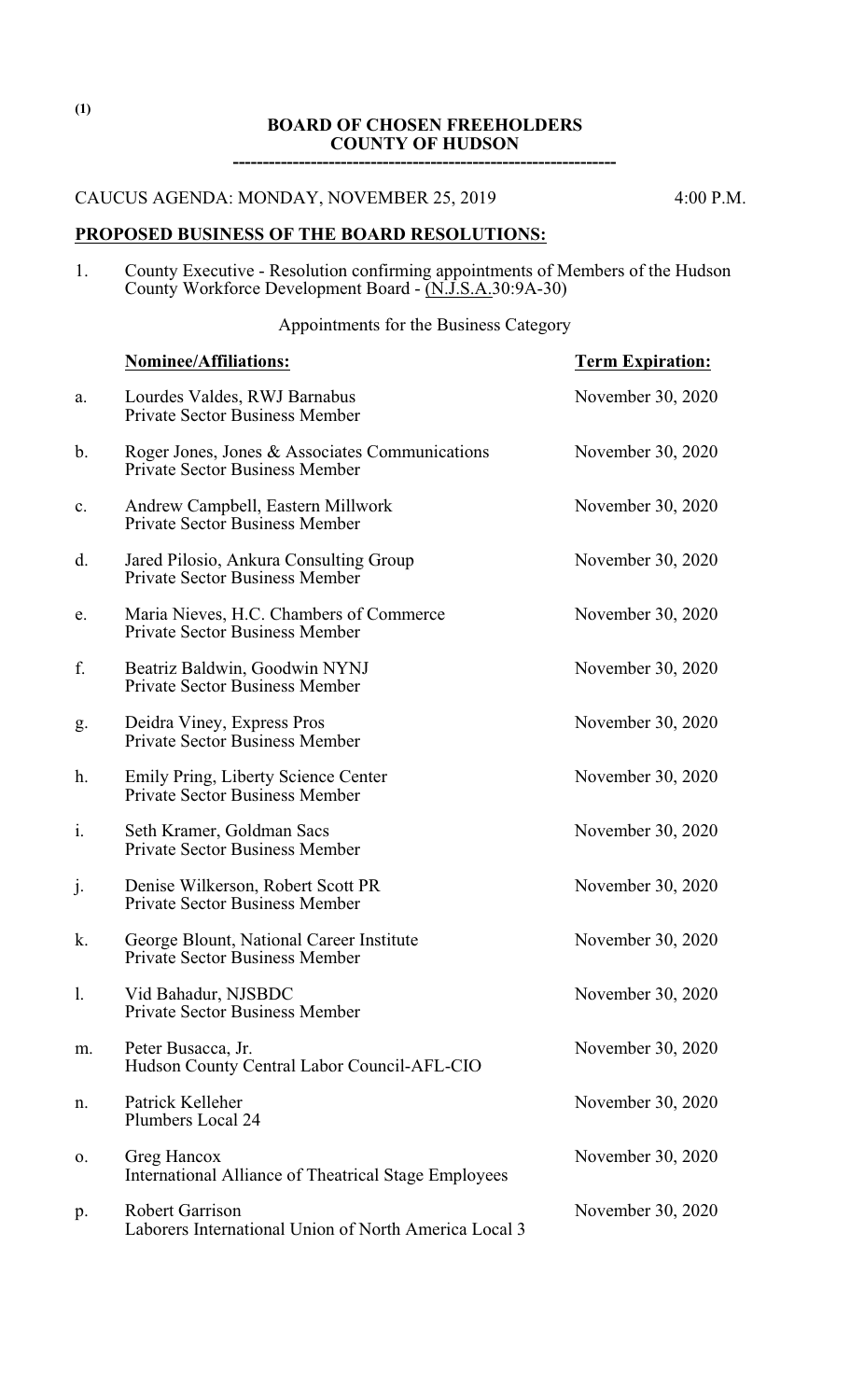(1)

**BOARD OF CHOSEN FREEHOLDERS**
**COUNTY OF HUDSON**

---

CAUCUS AGENDA: MONDAY, NOVEMBER 25, 2019 4:00 P.M.

**PROPOSED BUSINESS OF THE BOARD RESOLUTIONS:**

1. County Executive - Resolution confirming appointments of Members of the Hudson County Workforce Development Board - (N.J.S.A.30:9A-30)

Appointments for the Business Category

| | **Nominee/Affiliations:** | **Term Expiration:** |
|---|---|---|
| a. | Lourdes Valdes, RWJ Barnabus<br>Private Sector Business Member | November 30, 2020 |
| b. | Roger Jones, Jones & Associates Communications<br>Private Sector Business Member | November 30, 2020 |
| c. | Andrew Campbell, Eastern Millwork<br>Private Sector Business Member | November 30, 2020 |
| d. | Jared Pilosio, Ankura Consulting Group<br>Private Sector Business Member | November 30, 2020 |
| e. | Maria Nieves, H.C. Chambers of Commerce<br>Private Sector Business Member | November 30, 2020 |
| f. | Beatriz Baldwin, Goodwin NYNJ<br>Private Sector Business Member | November 30, 2020 |
| g. | Deidra Viney, Express Pros<br>Private Sector Business Member | November 30, 2020 |
| h. | Emily Pring, Liberty Science Center<br>Private Sector Business Member | November 30, 2020 |
| i. | Seth Kramer, Goldman Sacs<br>Private Sector Business Member | November 30, 2020 |
| j. | Denise Wilkerson, Robert Scott PR<br>Private Sector Business Member | November 30, 2020 |
| k. | George Blount, National Career Institute<br>Private Sector Business Member | November 30, 2020 |
| l. | Vid Bahadur, NJSBDC<br>Private Sector Business Member | November 30, 2020 |
| m. | Peter Busacca, Jr.<br>Hudson County Central Labor Council-AFL-CIO | November 30, 2020 |
| n. | Patrick Kelleher<br>Plumbers Local 24 | November 30, 2020 |
| o. | Greg Hancox<br>International Alliance of Theatrical Stage Employees | November 30, 2020 |
| p. | Robert Garrison<br>Laborers International Union of North America Local 3 | November 30, 2020 |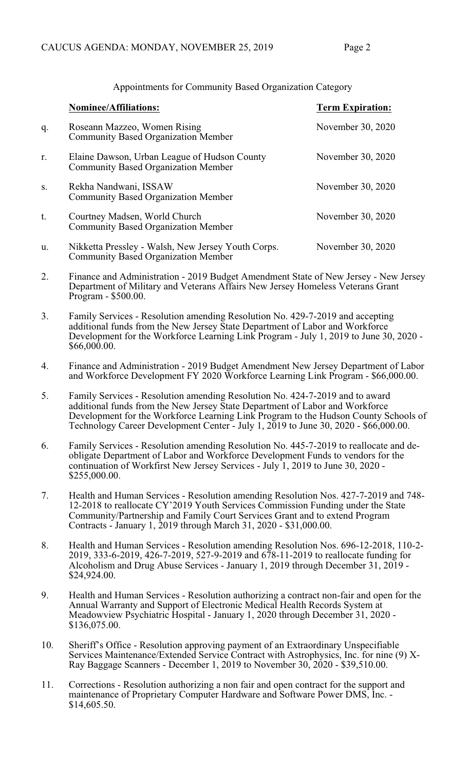Appointments for Community Based Organization Category

| | Nominee/Affiliations: | Term Expiration: |
|---|---|---|
| q. | Roseann Mazzeo, Women Rising<br>Community Based Organization Member | November 30, 2020 |
| r. | Elaine Dawson, Urban League of Hudson County<br>Community Based Organization Member | November 30, 2020 |
| s. | Rekha Nandwani, ISSAW<br>Community Based Organization Member | November 30, 2020 |
| t. | Courtney Madsen, World Church<br>Community Based Organization Member | November 30, 2020 |
| u. | Nikketta Pressley - Walsh, New Jersey Youth Corps.<br>Community Based Organization Member | November 30, 2020 |

2. Finance and Administration - 2019 Budget Amendment State of New Jersey - New Jersey Department of Military and Veterans Affairs New Jersey Homeless Veterans Grant Program - $500.00.

3. Family Services - Resolution amending Resolution No. 429-7-2019 and accepting additional funds from the New Jersey State Department of Labor and Workforce Development for the Workforce Learning Link Program - July 1, 2019 to June 30, 2020 - $66,000.00.

4. Finance and Administration - 2019 Budget Amendment New Jersey Department of Labor and Workforce Development FY 2020 Workforce Learning Link Program - $66,000.00.

5. Family Services - Resolution amending Resolution No. 424-7-2019 and to award additional funds from the New Jersey State Department of Labor and Workforce Development for the Workforce Learning Link Program to the Hudson County Schools of Technology Career Development Center - July 1, 2019 to June 30, 2020 - $66,000.00.

6. Family Services - Resolution amending Resolution No. 445-7-2019 to reallocate and de-obligate Department of Labor and Workforce Development Funds to vendors for the continuation of Workfirst New Jersey Services - July 1, 2019 to June 30, 2020 - $255,000.00.

7. Health and Human Services - Resolution amending Resolution Nos. 427-7-2019 and 748-12-2018 to reallocate CY'2019 Youth Services Commission Funding under the State Community/Partnership and Family Court Services Grant and to extend Program Contracts - January 1, 2019 through March 31, 2020 - $31,000.00.

8. Health and Human Services - Resolution amending Resolution Nos. 696-12-2018, 110-2-2019, 333-6-2019, 426-7-2019, 527-9-2019 and 678-11-2019 to reallocate funding for Alcoholism and Drug Abuse Services - January 1, 2019 through December 31, 2019 - $24,924.00.

9. Health and Human Services - Resolution authorizing a contract non-fair and open for the Annual Warranty and Support of Electronic Medical Health Records System at Meadowview Psychiatric Hospital - January 1, 2020 through December 31, 2020 - $136,075.00.

10. Sheriff's Office - Resolution approving payment of an Extraordinary Unspecifiable Services Maintenance/Extended Service Contract with Astrophysics, Inc. for nine (9) X-Ray Baggage Scanners - December 1, 2019 to November 30, 2020 - $39,510.00.

11. Corrections - Resolution authorizing a non fair and open contract for the support and maintenance of Proprietary Computer Hardware and Software Power DMS, Inc. - $14,605.50.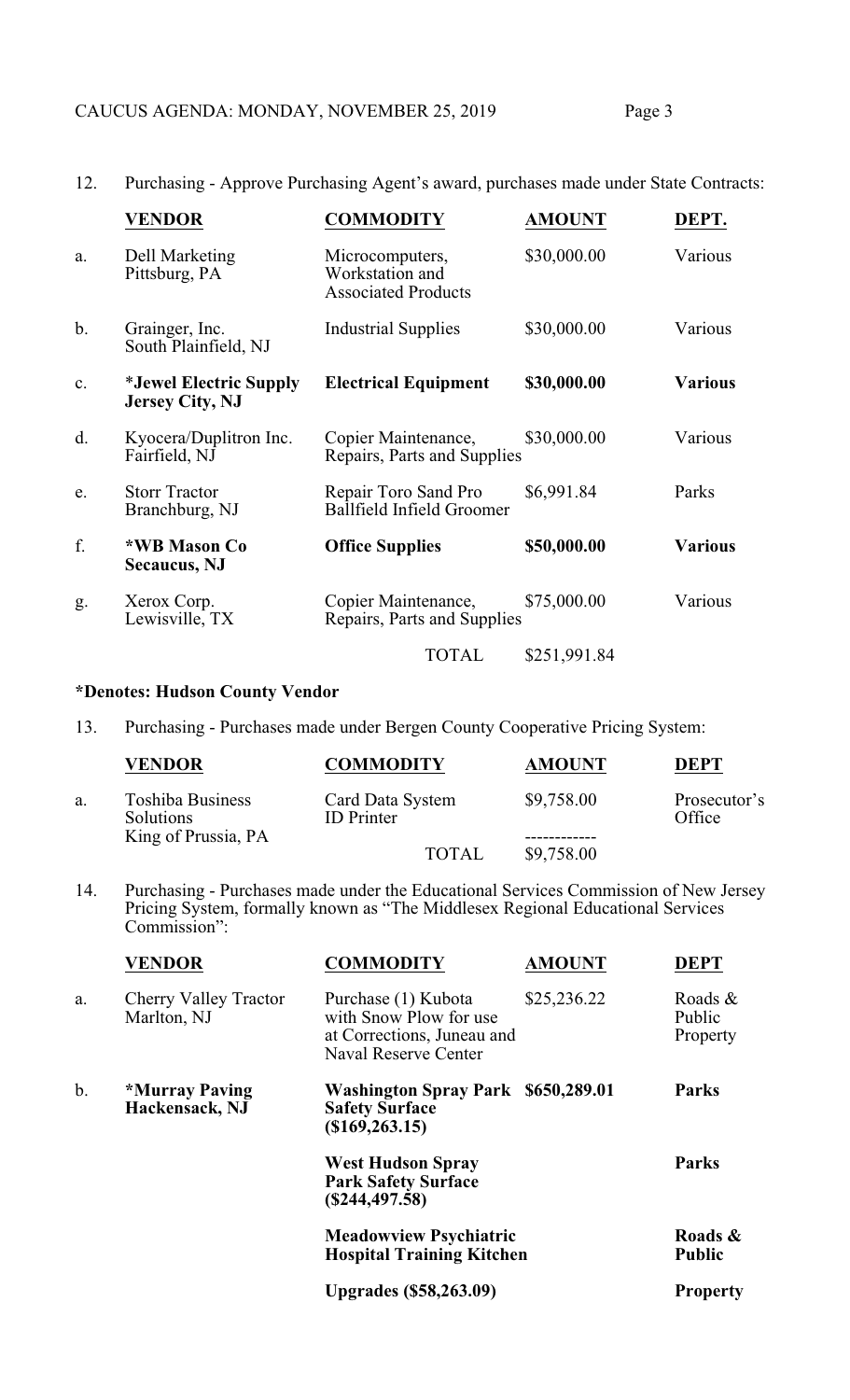12. Purchasing - Approve Purchasing Agent's award, purchases made under State Contracts:

| | VENDOR | COMMODITY | AMOUNT | DEPT. |
|---|---|---|---|---|
| a. | Dell Marketing Pittsburg, PA | Microcomputers, Workstation and Associated Products | $30,000.00 | Various |
| b. | Grainger, Inc. South Plainfield, NJ | Industrial Supplies | $30,000.00 | Various |
| c. | **\*Jewel Electric Supply Jersey City, NJ** | **Electrical Equipment** | **$30,000.00** | **Various** |
| d. | Kyocera/Duplitron Inc. Fairfield, NJ | Copier Maintenance, Repairs, Parts and Supplies | $30,000.00 | Various |
| e. | Storr Tractor Branchburg, NJ | Repair Toro Sand Pro Ballfield Infield Groomer | $6,991.84 | Parks |
| f. | **\*WB Mason Co Secaucus, NJ** | **Office Supplies** | **$50,000.00** | **Various** |
| g. | Xerox Corp. Lewisville, TX | Copier Maintenance, Repairs, Parts and Supplies | $75,000.00 | Various |
| | | TOTAL | $251,991.84 | |

**\*Denotes: Hudson County Vendor**

13. Purchasing - Purchases made under Bergen County Cooperative Pricing System:

| | VENDOR | COMMODITY | AMOUNT | DEPT |
|---|---|---|---|---|
| a. | Toshiba Business Solutions King of Prussia, PA | Card Data System ID Printer | $9,758.00 | Prosecutor's Office |
| | | TOTAL | $9,758.00 | |

14. Purchasing - Purchases made under the Educational Services Commission of New Jersey Pricing System, formally known as "The Middlesex Regional Educational Services Commission":

| | VENDOR | COMMODITY | AMOUNT | DEPT |
|---|---|---|---|---|
| a. | Cherry Valley Tractor Marlton, NJ | Purchase (1) Kubota with Snow Plow for use at Corrections, Juneau and Naval Reserve Center | $25,236.22 | Roads & Public Property |
| b. | **\*Murray Paving Hackensack, NJ** | **Washington Spray Park Safety Surface ($169,263.15)** | **$650,289.01** | **Parks** |
| | | **West Hudson Spray Park Safety Surface ($244,497.58)** | | **Parks** |
| | | **Meadowview Psychiatric Hospital Training Kitchen Upgrades ($58,263.09)** | | **Roads & Public Property** |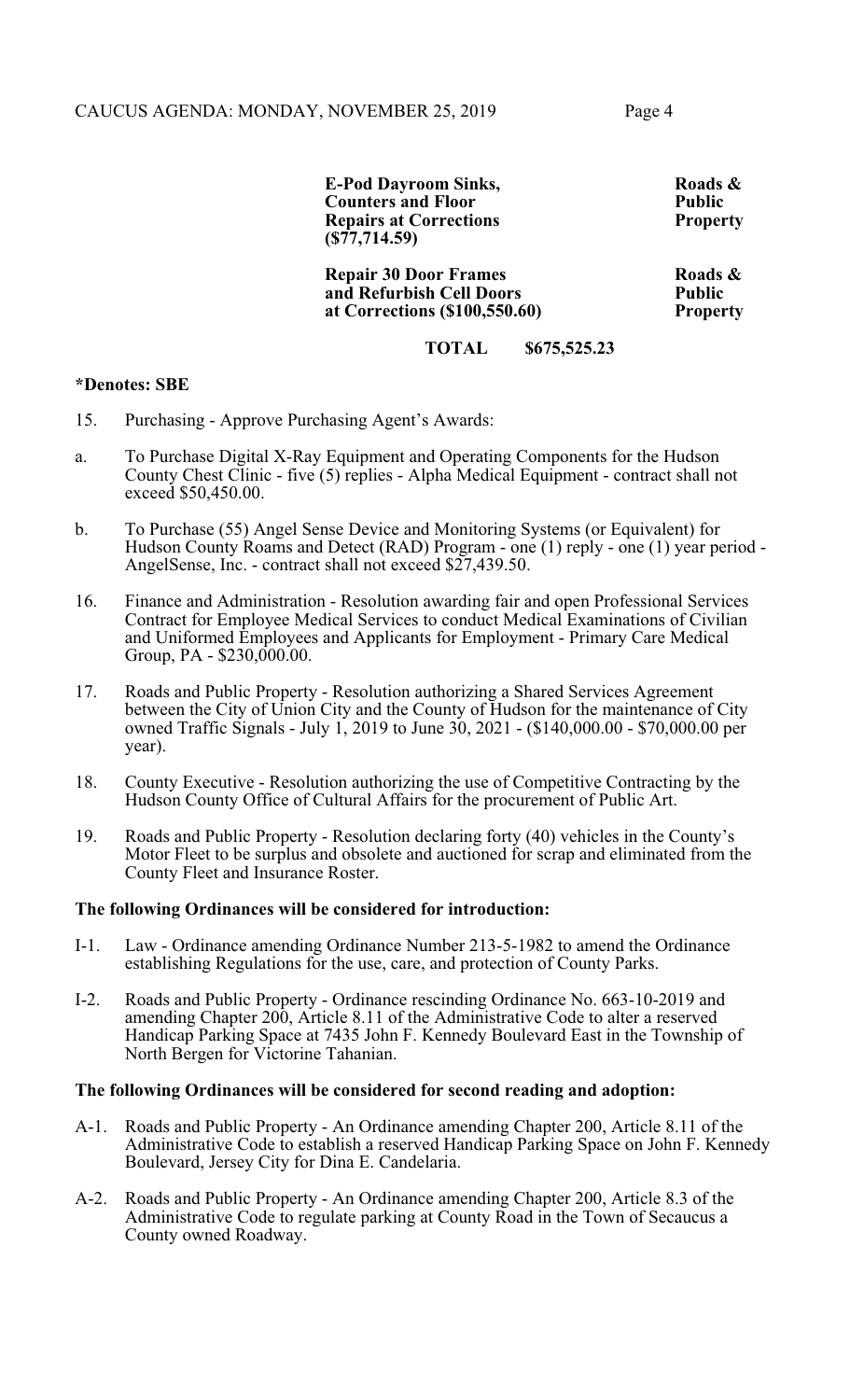| | |
|---|---|
| **E-Pod Dayroom Sinks, Counters and Floor Repairs at Corrections ($77,714.59)** | **Roads & Public Property** |
| **Repair 30 Door Frames and Refurbish Cell Doors at Corrections ($100,550.60)** | **Roads & Public Property** |
| **TOTAL $675,525.23** | |

**\*Denotes: SBE**

15. Purchasing - Approve Purchasing Agent's Awards:

a. To Purchase Digital X-Ray Equipment and Operating Components for the Hudson County Chest Clinic - five (5) replies - Alpha Medical Equipment - contract shall not exceed $50,450.00.

b. To Purchase (55) Angel Sense Device and Monitoring Systems (or Equivalent) for Hudson County Roams and Detect (RAD) Program - one (1) reply - one (1) year period - AngelSense, Inc. - contract shall not exceed $27,439.50.

16. Finance and Administration - Resolution awarding fair and open Professional Services Contract for Employee Medical Services to conduct Medical Examinations of Civilian and Uniformed Employees and Applicants for Employment - Primary Care Medical Group, PA - $230,000.00.

17. Roads and Public Property - Resolution authorizing a Shared Services Agreement between the City of Union City and the County of Hudson for the maintenance of City owned Traffic Signals - July 1, 2019 to June 30, 2021 - ($140,000.00 - $70,000.00 per year).

18. County Executive - Resolution authorizing the use of Competitive Contracting by the Hudson County Office of Cultural Affairs for the procurement of Public Art.

19. Roads and Public Property - Resolution declaring forty (40) vehicles in the County's Motor Fleet to be surplus and obsolete and auctioned for scrap and eliminated from the County Fleet and Insurance Roster.

**The following Ordinances will be considered for introduction:**

I-1. Law - Ordinance amending Ordinance Number 213-5-1982 to amend the Ordinance establishing Regulations for the use, care, and protection of County Parks.

I-2. Roads and Public Property - Ordinance rescinding Ordinance No. 663-10-2019 and amending Chapter 200, Article 8.11 of the Administrative Code to alter a reserved Handicap Parking Space at 7435 John F. Kennedy Boulevard East in the Township of North Bergen for Victorine Tahanian.

**The following Ordinances will be considered for second reading and adoption:**

A-1. Roads and Public Property - An Ordinance amending Chapter 200, Article 8.11 of the Administrative Code to establish a reserved Handicap Parking Space on John F. Kennedy Boulevard, Jersey City for Dina E. Candelaria.

A-2. Roads and Public Property - An Ordinance amending Chapter 200, Article 8.3 of the Administrative Code to regulate parking at County Road in the Town of Secaucus a County owned Roadway.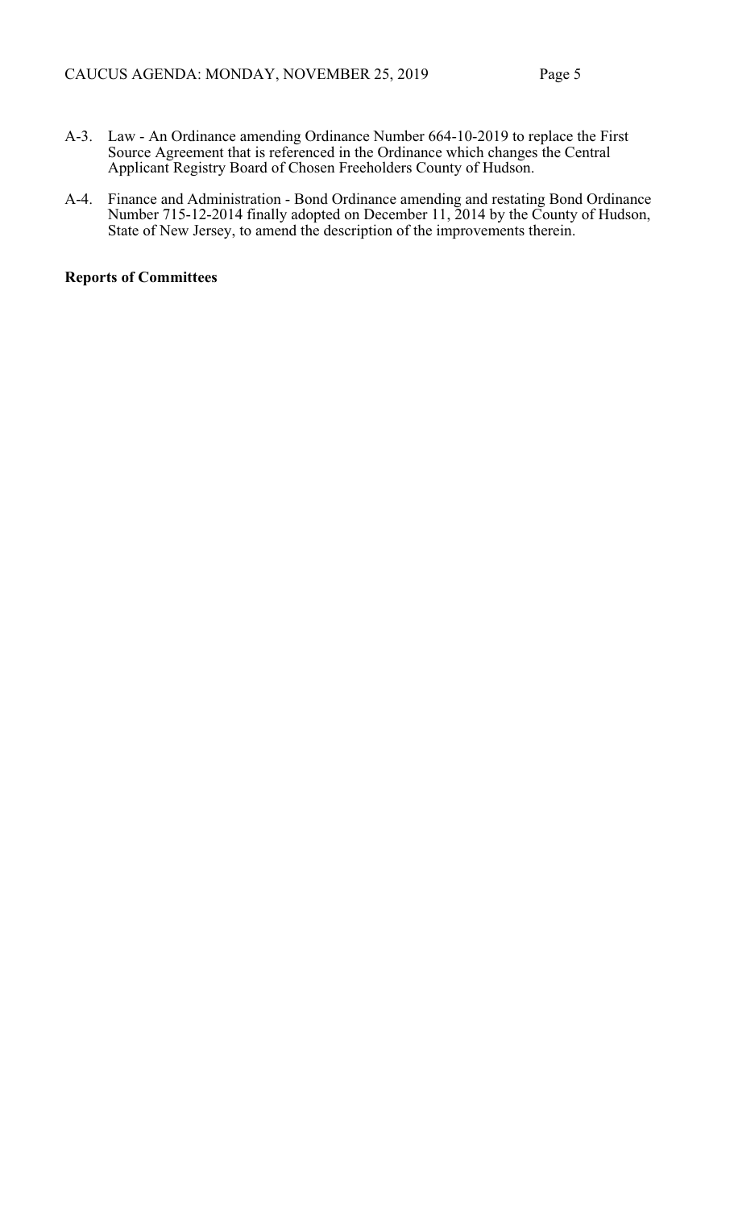A-3. Law - An Ordinance amending Ordinance Number 664-10-2019 to replace the First Source Agreement that is referenced in the Ordinance which changes the Central Applicant Registry Board of Chosen Freeholders County of Hudson.

A-4. Finance and Administration - Bond Ordinance amending and restating Bond Ordinance Number 715-12-2014 finally adopted on December 11, 2014 by the County of Hudson, State of New Jersey, to amend the description of the improvements therein.

**Reports of Committees**